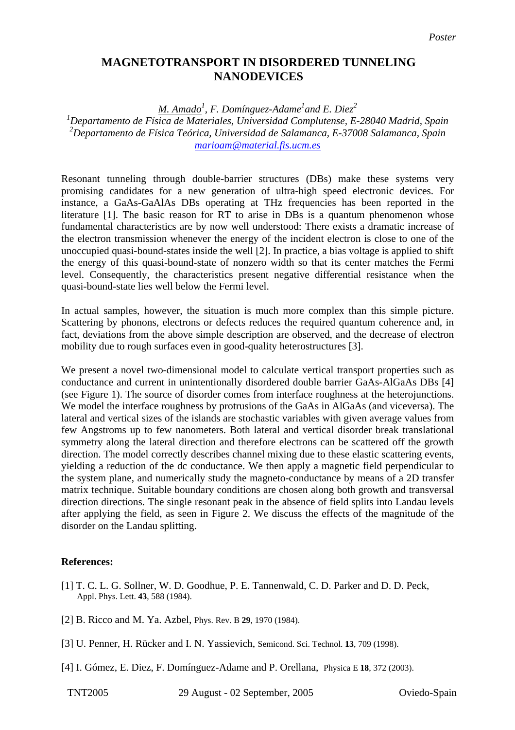*Poster*

# MAGNETOTRANSPORT IN DISORDERED TUNNELING NANODEVICES

*M. Amado*[1], *F. Domínguez-Adame*[1] *and E. Diez*[2]

[1]*Departamento de Física de Materiales, Universidad Complutense, E-28040 Madrid, Spain*

[2]*Departamento de Física Teórica, Universidad de Salamanca, E-37008 Salamanca, Spain*

marioam@material.fis.ucm.es

Resonant tunneling through double-barrier structures (DBs) make these systems very promising candidates for a new generation of ultra-high speed electronic devices. For instance, a GaAs-GaAlAs DBs operating at THz frequencies has been reported in the literature [1]. The basic reason for RT to arise in DBs is a quantum phenomenon whose fundamental characteristics are by now well understood: There exists a dramatic increase of the electron transmission whenever the energy of the incident electron is close to one of the unoccupied quasi-bound-states inside the well [2]. In practice, a bias voltage is applied to shift the energy of this quasi-bound-state of nonzero width so that its center matches the Fermi level. Consequently, the characteristics present negative differential resistance when the quasi-bound-state lies well below the Fermi level.

In actual samples, however, the situation is much more complex than this simple picture. Scattering by phonons, electrons or defects reduces the required quantum coherence and, in fact, deviations from the above simple description are observed, and the decrease of electron mobility due to rough surfaces even in good-quality heterostructures [3].

We present a novel two-dimensional model to calculate vertical transport properties such as conductance and current in unintentionally disordered double barrier GaAs-AlGaAs DBs [4] (see Figure 1). The source of disorder comes from interface roughness at the heterojunctions. We model the interface roughness by protrusions of the GaAs in AlGaAs (and viceversa). The lateral and vertical sizes of the islands are stochastic variables with given average values from few Angstroms up to few nanometers. Both lateral and vertical disorder break translational symmetry along the lateral direction and therefore electrons can be scattered off the growth direction. The model correctly describes channel mixing due to these elastic scattering events, yielding a reduction of the dc conductance. We then apply a magnetic field perpendicular to the system plane, and numerically study the magneto-conductance by means of a 2D transfer matrix technique. Suitable boundary conditions are chosen along both growth and transversal direction directions. The single resonant peak in the absence of field splits into Landau levels after applying the field, as seen in Figure 2. We discuss the effects of the magnitude of the disorder on the Landau splitting.

**References:**

[1] T. C. L. G. Sollner, W. D. Goodhue, P. E. Tannenwald, C. D. Parker and D. D. Peck, Appl. Phys. Lett. **43**, 588 (1984).

[2] B. Ricco and M. Ya. Azbel, Phys. Rev. B **29**, 1970 (1984).

[3] U. Penner, H. Rücker and I. N. Yassievich, Semicond. Sci. Technol. **13**, 709 (1998).

[4] I. Gómez, E. Diez, F. Domínguez-Adame and P. Orellana, Physica E **18**, 372 (2003).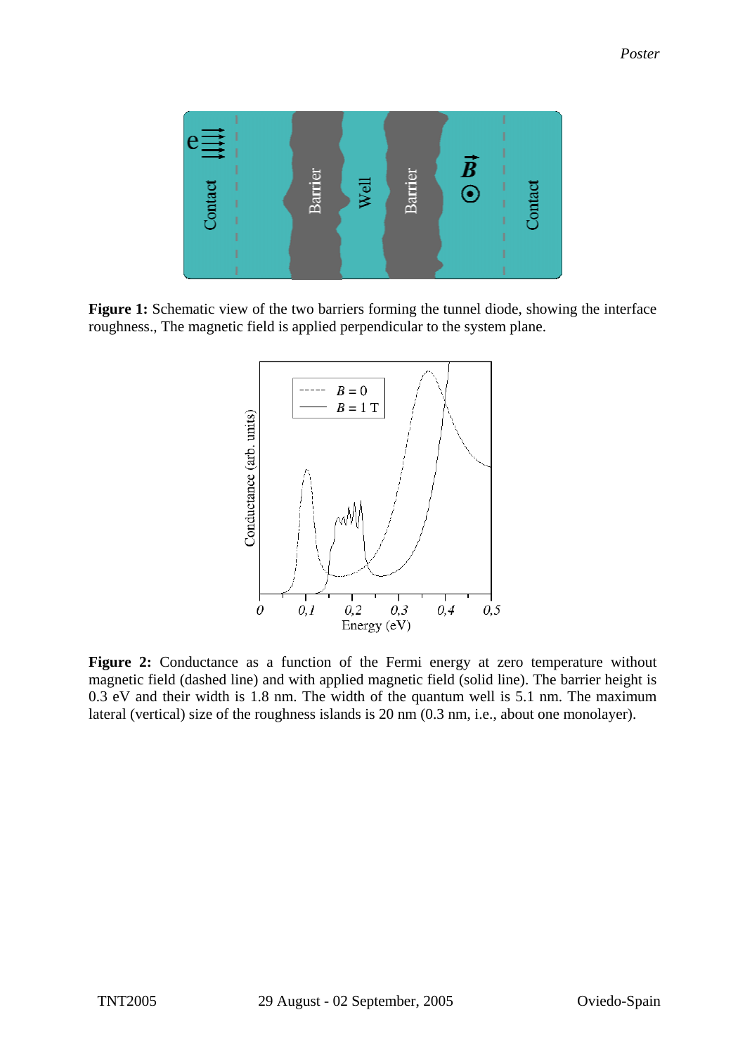Contact

Barrier

Well

Barrier

$\vec{B}$

Contact

**Figure 1:** Schematic view of the two barriers forming the tunnel diode, showing the interface roughness., The magnetic field is applied perpendicular to the system plane.

$B = 0$

$B = 1$ T

Conductance (arb. units)

0

0,1

0,2

0,3

0,4

0,5

Energy (eV)

**Figure 2:** Conductance as a function of the Fermi energy at zero temperature without magnetic field (dashed line) and with applied magnetic field (solid line). The barrier height is 0.3 eV and their width is 1.8 nm. The width of the quantum well is 5.1 nm. The maximum lateral (vertical) size of the roughness islands is 20 nm (0.3 nm, i.e., about one monolayer).